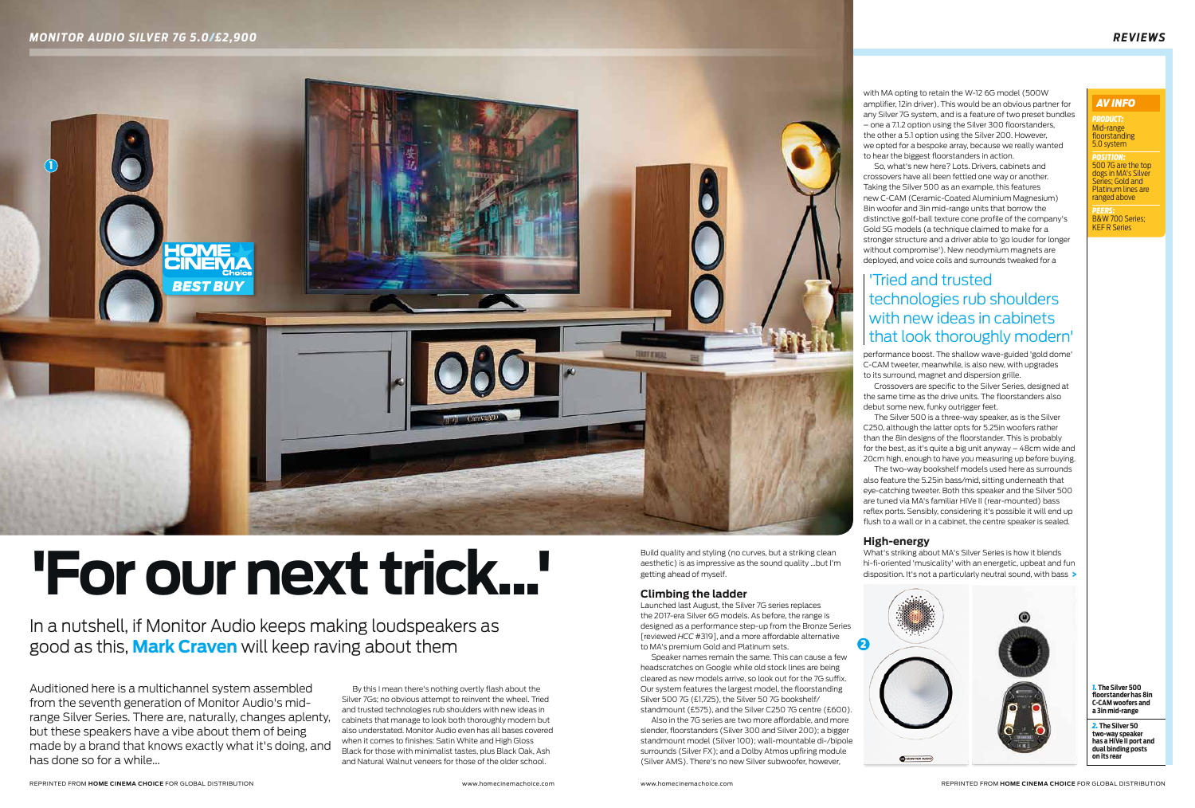# 'For our next trick...'

In a nutshell, if Monitor Audio keeps making loudspeakers as good as this, **Mark Craven** will keep raving about them

Auditioned here is a multichannel system assembled from the seventh generation of Monitor Audio's mid-range Silver Series. There are, naturally, changes aplenty, but these speakers have a vibe about them of being made by a brand that knows exactly what it's doing, and has done so for a while...

By this I mean there's nothing overtly flash about the Silver 7Gs; no obvious attempt to reinvent the wheel. Tried and trusted technologies rub shoulders with new ideas in cabinets that manage to look both thoroughly modern but also understated. Monitor Audio even has all bases covered when it comes to finishes: Satin White and High Gloss Black for those with minimalist tastes, plus Black Oak, Ash and Natural Walnut veneers for those of the older school.

Build quality and styling (no curves, but a striking clean aesthetic) is as impressive as the sound quality ...but I'm getting ahead of myself.

## Climbing the ladder

Launched last August, the Silver 7G series replaces the 2017-era Silver 6G models. As before, the range is designed as a performance step-up from the Bronze Series [reviewed *HCC* #319], and a more affordable alternative to MA's premium Gold and Platinum sets.

Speaker names remain the same. This can cause a few headscratches on Google while old stock lines are being cleared as new models arrive, so look out for the 7G suffix. Our system features the largest model, the floorstanding Silver 500 7G (£1,725), the Silver 50 7G bookshelf/standmount (£575), and the Silver C250 7G centre (£600).

Also in the 7G series are two more affordable, and more slender, floorstanders (Silver 300 and Silver 200); a bigger standmount model (Silver 100); wall-mountable di-/bipole surrounds (Silver FX); and a Dolby Atmos upfiring module (Silver AMS). There's no new Silver subwoofer, however, with MA opting to retain the W-12 6G model (500W amplifier, 12in driver). This would be an obvious partner for any Silver 7G system, and is a feature of two preset bundles – one a 7.1.2 option using the Silver 300 floorstanders, the other a 5.1 option using the Silver 200. However, we opted for a bespoke array, because we really wanted to hear the biggest floorstanders in action.

So, what's new here? Lots. Drivers, cabinets and crossovers have all been fettled one way or another. Taking the Silver 500 as an example, this features new C-CAM (Ceramic-Coated Aluminium Magnesium) 8in woofer and 3in mid-range units that borrow the distinctive golf-ball texture cone profile of the company's Gold 5G models (a technique claimed to make for a stronger structure and a driver able to 'go louder for longer without compromise'). New neodymium magnets are deployed, and voice coils and surrounds tweaked for a performance boost. The shallow wave-guided 'gold dome' C-CAM tweeter, meanwhile, is also new, with upgrades to its surround, magnet and dispersion grille.

> 'Tried and trusted technologies rub shoulders with new ideas in cabinets that look thoroughly modern'

Crossovers are specific to the Silver Series, designed at the same time as the drive units. The floorstanders also debut some new, funky outrigger feet.

The Silver 500 is a three-way speaker, as is the Silver C250, although the latter opts for 5.25in woofers rather than the 8in designs of the floorstander. This is probably for the best, as it's quite a big unit anyway – 48cm wide and 20cm high, enough to have you measuring up before buying.

The two-way bookshelf models used here as surrounds also feature the 5.25in bass/mid, sitting underneath that eye-catching tweeter. Both this speaker and the Silver 500 are tuned via MA's familiar HiVe II (rear-mounted) bass reflex ports. Sensibly, considering it's possible it will end up flush to a wall or in a cabinet, the centre speaker is sealed.

## High-energy

What's striking about MA's Silver Series is how it blends hi-fi-oriented 'musicality' with an energetic, upbeat and fun disposition. It's not a particularly neutral sound, with bass >

### AV INFO

**PRODUCT:** Mid-range floorstanding 5.0 system

**POSITION:** 500 7G are the top dogs in MA's Silver Series; Gold and Platinum lines are ranged above

**PEERS:** B&W 700 Series; KEF R Series

**1.** The Silver 500 floorstander has 8in C-CAM woofers and a 3in mid-range

**2.** The Silver 50 two-way speaker has a HiVe II port and dual binding posts on its rear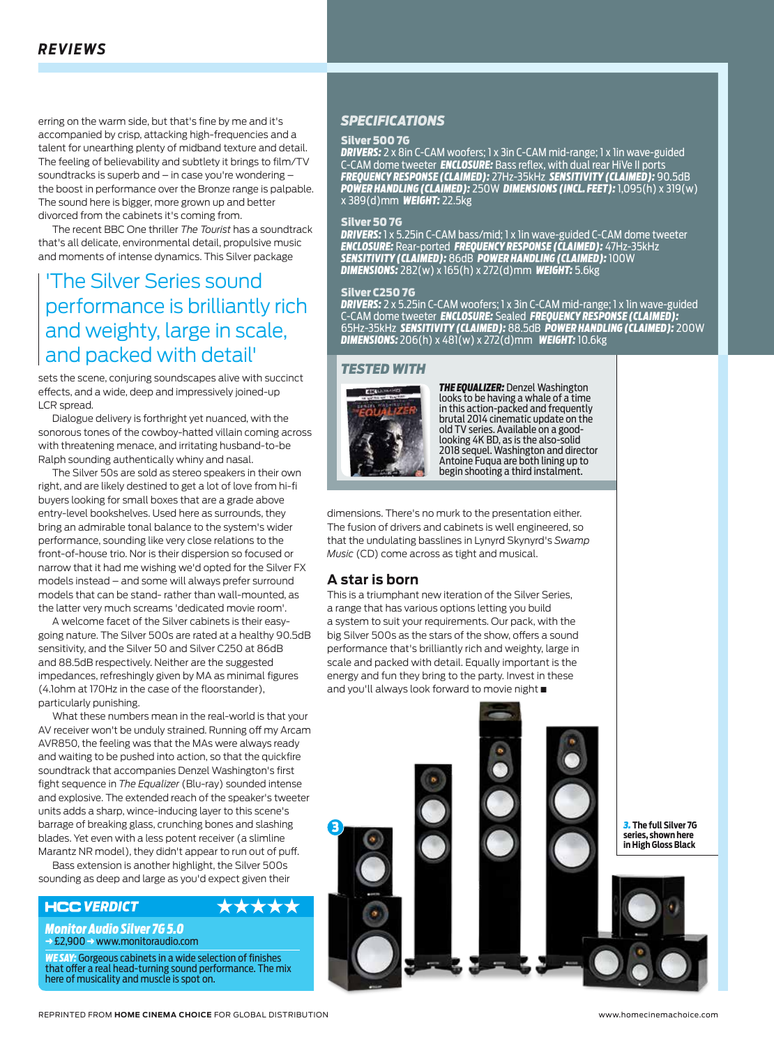erring on the warm side, but that's fine by me and it's accompanied by crisp, attacking high-frequencies and a talent for unearthing plenty of midband texture and detail. The feeling of believability and subtlety it brings to film/TV soundtracks is superb and – in case you're wondering – the boost in performance over the Bronze range is palpable. The sound here is bigger, more grown up and better divorced from the cabinets it's coming from.

The recent BBC One thriller *The Tourist* has a soundtrack that's all delicate, environmental detail, propulsive music and moments of intense dynamics. This Silver package

> 'The Silver Series sound performance is brilliantly rich and weighty, large in scale, and packed with detail'

sets the scene, conjuring soundscapes alive with succinct effects, and a wide, deep and impressively joined-up LCR spread.

Dialogue delivery is forthright yet nuanced, with the sonorous tones of the cowboy-hatted villain coming across with threatening menace, and irritating husband-to-be Ralph sounding authentically whiny and nasal.

The Silver 50s are sold as stereo speakers in their own right, and are likely destined to get a lot of love from hi-fi buyers looking for small boxes that are a grade above entry-level bookshelves. Used here as surrounds, they bring an admirable tonal balance to the system's wider performance, sounding like very close relations to the front-of-house trio. Nor is their dispersion so focused or narrow that it had me wishing we'd opted for the Silver FX models instead – and some will always prefer surround models that can be stand- rather than wall-mounted, as the latter very much screams 'dedicated movie room'.

A welcome facet of the Silver cabinets is their easy-going nature. The Silver 500s are rated at a healthy 90.5dB sensitivity, and the Silver 50 and Silver C250 at 86dB and 88.5dB respectively. Neither are the suggested impedances, refreshingly given by MA as minimal figures (4.1ohm at 170Hz in the case of the floorstander), particularly punishing.

What these numbers mean in the real-world is that your AV receiver won't be unduly strained. Running off my Arcam AVR850, the feeling was that the MAs were always ready and waiting to be pushed into action, so that the quickfire soundtrack that accompanies Denzel Washington's first fight sequence in *The Equalizer* (Blu-ray) sounded intense and explosive. The extended reach of the speaker's tweeter units adds a sharp, wince-inducing layer to this scene's barrage of breaking glass, crunching bones and slashing blades. Yet even with a less potent receiver (a slimline Marantz NR model), they didn't appear to run out of puff.

Bass extension is another highlight, the Silver 500s sounding as deep and large as you'd expect given their dimensions. There's no murk to the presentation either. The fusion of drivers and cabinets is well engineered, so that the undulating basslines in Lynyrd Skynyrd's *Swamp Music* (CD) come across as tight and musical.

## A star is born

This is a triumphant new iteration of the Silver Series, a range that has various options letting you build a system to suit your requirements. Our pack, with the big Silver 500s as the stars of the show, offers a sound performance that's brilliantly rich and weighty, large in scale and packed with detail. Equally important is the energy and fun they bring to the party. Invest in these and you'll always look forward to movie night ■

### HCC VERDICT ★★★★★

**Monitor Audio Silver 7G 5.0**
→ £2,900 → www.monitoraudio.com

**WE SAY:** Gorgeous cabinets in a wide selection of finishes that offer a real head-turning sound performance. The mix here of musicality and muscle is spot on.

## SPECIFICATIONS

**Silver 500 7G**
**DRIVERS:** 2 x 8in C-CAM woofers; 1 x 3in C-CAM mid-range; 1 x 1in wave-guided C-CAM dome tweeter **ENCLOSURE:** Bass reflex, with dual rear HiVe II ports **FREQUENCY RESPONSE (CLAIMED):** 27Hz-35kHz **SENSITIVITY (CLAIMED):** 90.5dB **POWER HANDLING (CLAIMED):** 250W **DIMENSIONS (INCL. FEET):** 1,095(h) x 319(w) x 389(d)mm **WEIGHT:** 22.5kg

**Silver 50 7G**
**DRIVERS:** 1 x 5.25in C-CAM bass/mid; 1 x 1in wave-guided C-CAM dome tweeter **ENCLOSURE:** Rear-ported **FREQUENCY RESPONSE (CLAIMED):** 47Hz-35kHz **SENSITIVITY (CLAIMED):** 86dB **POWER HANDLING (CLAIMED):** 100W **DIMENSIONS:** 282(w) x 165(h) x 272(d)mm **WEIGHT:** 5.6kg

**Silver C250 7G**
**DRIVERS:** 2 x 5.25in C-CAM woofers; 1 x 3in C-CAM mid-range; 1 x 1in wave-guided C-CAM dome tweeter **ENCLOSURE:** Sealed **FREQUENCY RESPONSE (CLAIMED):** 65Hz-35kHz **SENSITIVITY (CLAIMED):** 88.5dB **POWER HANDLING (CLAIMED):** 200W **DIMENSIONS:** 206(h) x 481(w) x 272(d)mm **WEIGHT:** 10.6kg

## TESTED WITH

**THE EQUALIZER:** Denzel Washington looks to be having a whale of a time in this action-packed and frequently brutal 2014 cinematic update on the old TV series. Available on a good-looking 4K BD, as is the also-solid 2018 sequel. Washington and director Antoine Fuqua are both lining up to begin shooting a third instalment.

**3.** The full Silver 7G series, shown here in High Gloss Black